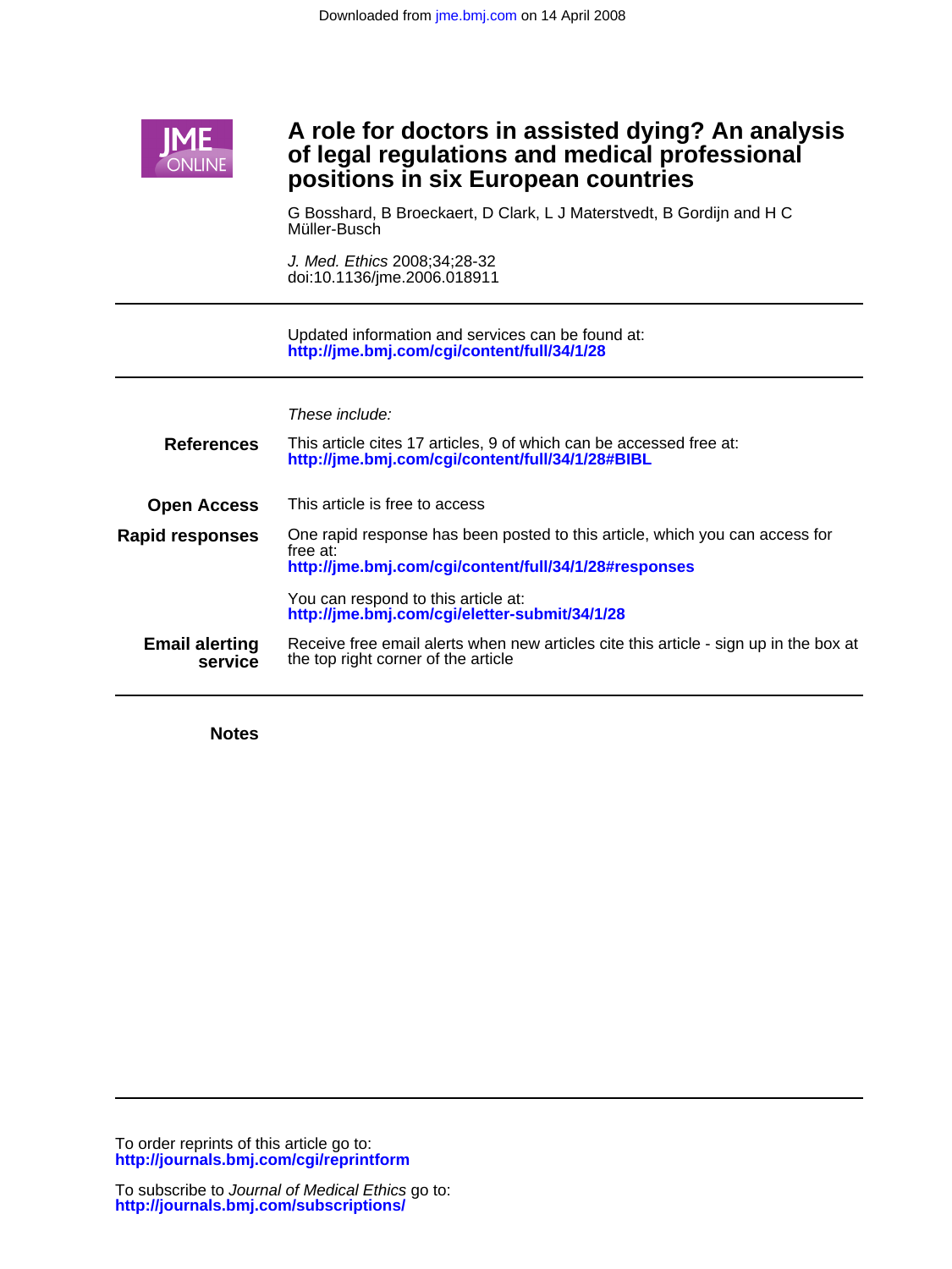# A role for doctors in assisted dying? An analysis of legal regulations and medical professional positions in six European countries

G Bosshard, B Broeckaert, D Clark, L J Materstvedt, B Gordijn and H C Müller-Busch

*J. Med. Ethics* 2008;34;28-32
doi:10.1136/jme.2006.018911

Updated information and services can be found at:
**http://jme.bmj.com/cgi/content/full/34/1/28**

*These include:*

**References** This article cites 17 articles, 9 of which can be accessed free at:
**http://jme.bmj.com/cgi/content/full/34/1/28#BIBL**

**Open Access** This article is free to access

**Rapid responses** One rapid response has been posted to this article, which you can access for free at:
**http://jme.bmj.com/cgi/content/full/34/1/28#responses**

You can respond to this article at:
**http://jme.bmj.com/cgi/eletter-submit/34/1/28**

**Email alerting service** Receive free email alerts when new articles cite this article - sign up in the box at the top right corner of the article

**Notes**

To order reprints of this article go to:
**http://journals.bmj.com/cgi/reprintform**

To subscribe to *Journal of Medical Ethics* go to:
**http://journals.bmj.com/subscriptions/**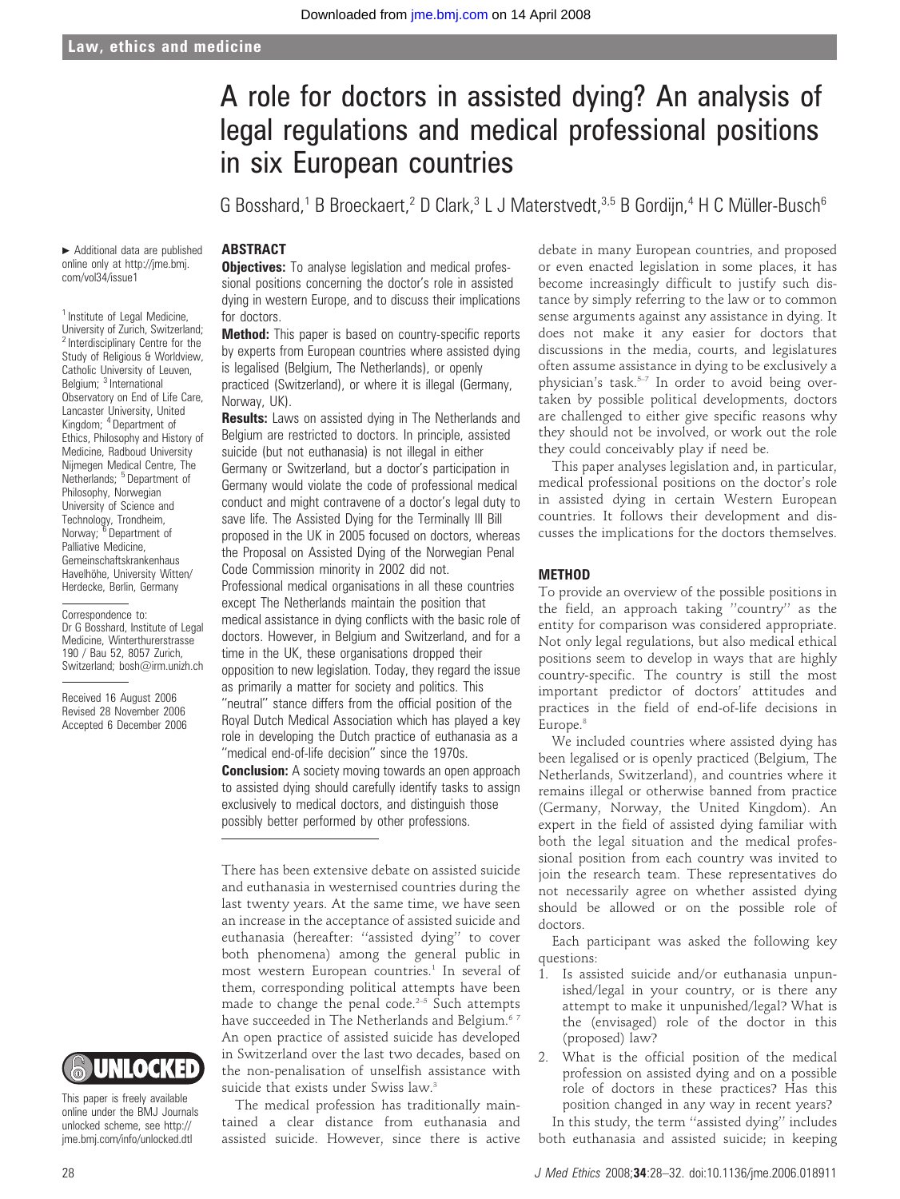# A role for doctors in assisted dying? An analysis of legal regulations and medical professional positions in six European countries

G Bosshard,[1] B Broeckaert,[2] D Clark,[3] L J Materstvedt,[3,5] B Gordijn,[4] H C Müller-Busch[6]

► Additional data are published online only at http://jme.bmj.com/vol34/issue1

[1] Institute of Legal Medicine, University of Zurich, Switzerland; [2] Interdisciplinary Centre for the Study of Religious & Worldview, Catholic University of Leuven, Belgium; [3] International Observatory on End of Life Care, Lancaster University, United Kingdom; [4] Department of Ethics, Philosophy and History of Medicine, Radboud University Nijmegen Medical Centre, The Netherlands; [5] Department of Philosophy, Norwegian University of Science and Technology, Trondheim, Norway; [6] Department of Palliative Medicine, Gemeinschaftskrankenhaus Havelhöhe, University Witten/Herdecke, Berlin, Germany

Correspondence to: Dr G Bosshard, Institute of Legal Medicine, Winterthurerstrasse 190 / Bau 52, 8057 Zurich, Switzerland; bosh@irm.unizh.ch

Received 16 August 2006
Revised 28 November 2006
Accepted 6 December 2006

This paper is freely available online under the BMJ Journals unlocked scheme, see http://jme.bmj.com/info/unlocked.dtl

## ABSTRACT

**Objectives:** To analyse legislation and medical professional positions concerning the doctor's role in assisted dying in western Europe, and to discuss their implications for doctors.

**Method:** This paper is based on country-specific reports by experts from European countries where assisted dying is legalised (Belgium, The Netherlands), or openly practiced (Switzerland), or where it is illegal (Germany, Norway, UK).

**Results:** Laws on assisted dying in The Netherlands and Belgium are restricted to doctors. In principle, assisted suicide (but not euthanasia) is not illegal in either Germany or Switzerland, but a doctor's participation in Germany would violate the code of professional medical conduct and might contravene of a doctor's legal duty to save life. The Assisted Dying for the Terminally Ill Bill proposed in the UK in 2005 focused on doctors, whereas the Proposal on Assisted Dying of the Norwegian Penal Code Commission minority in 2002 did not. Professional medical organisations in all these countries except The Netherlands maintain the position that medical assistance in dying conflicts with the basic role of doctors. However, in Belgium and Switzerland, and for a time in the UK, these organisations dropped their opposition to new legislation. Today, they regard the issue as primarily a matter for society and politics. This "neutral" stance differs from the official position of the Royal Dutch Medical Association which has played a key role in developing the Dutch practice of euthanasia as a "medical end-of-life decision" since the 1970s.

**Conclusion:** A society moving towards an open approach to assisted dying should carefully identify tasks to assign exclusively to medical doctors, and distinguish those possibly better performed by other professions.

There has been extensive debate on assisted suicide and euthanasia in westernised countries during the last twenty years. At the same time, we have seen an increase in the acceptance of assisted suicide and euthanasia (hereafter: "assisted dying" to cover both phenomena) among the general public in most western European countries.[1] In several of them, corresponding political attempts have been made to change the penal code.[2–5] Such attempts have succeeded in The Netherlands and Belgium.[6,7] An open practice of assisted suicide has developed in Switzerland over the last two decades, based on the non-penalisation of unselfish assistance with suicide that exists under Swiss law.[3]

The medical profession has traditionally maintained a clear distance from euthanasia and assisted suicide. However, since there is active debate in many European countries, and proposed or even enacted legislation in some places, it has become increasingly difficult to justify such distance by simply referring to the law or to common sense arguments against any assistance in dying. It does not make it any easier for doctors that discussions in the media, courts, and legislatures often assume assistance in dying to be exclusively a physician's task.[5–7] In order to avoid being overtaken by possible political developments, doctors are challenged to either give specific reasons why they should not be involved, or work out the role they could conceivably play if need be.

This paper analyses legislation and, in particular, medical professional positions on the doctor's role in assisted dying in certain Western European countries. It follows their development and discusses the implications for the doctors themselves.

## METHOD

To provide an overview of the possible positions in the field, an approach taking "country" as the entity for comparison was considered appropriate. Not only legal regulations, but also medical ethical positions seem to develop in ways that are highly country-specific. The country is still the most important predictor of doctors' attitudes and practices in the field of end-of-life decisions in Europe.[8]

We included countries where assisted dying has been legalised or is openly practiced (Belgium, The Netherlands, Switzerland), and countries where it remains illegal or otherwise banned from practice (Germany, Norway, the United Kingdom). An expert in the field of assisted dying familiar with both the legal situation and the medical professional position from each country was invited to join the research team. These representatives do not necessarily agree on whether assisted dying should be allowed or on the possible role of doctors.

Each participant was asked the following key questions:

1. Is assisted suicide and/or euthanasia unpunished/legal in your country, or is there any attempt to make it unpunished/legal? What is the (envisaged) role of the doctor in this (proposed) law?
2. What is the official position of the medical profession on assisted dying and on a possible role of doctors in these practices? Has this position changed in any way in recent years?

In this study, the term "assisted dying" includes both euthanasia and assisted suicide; in keeping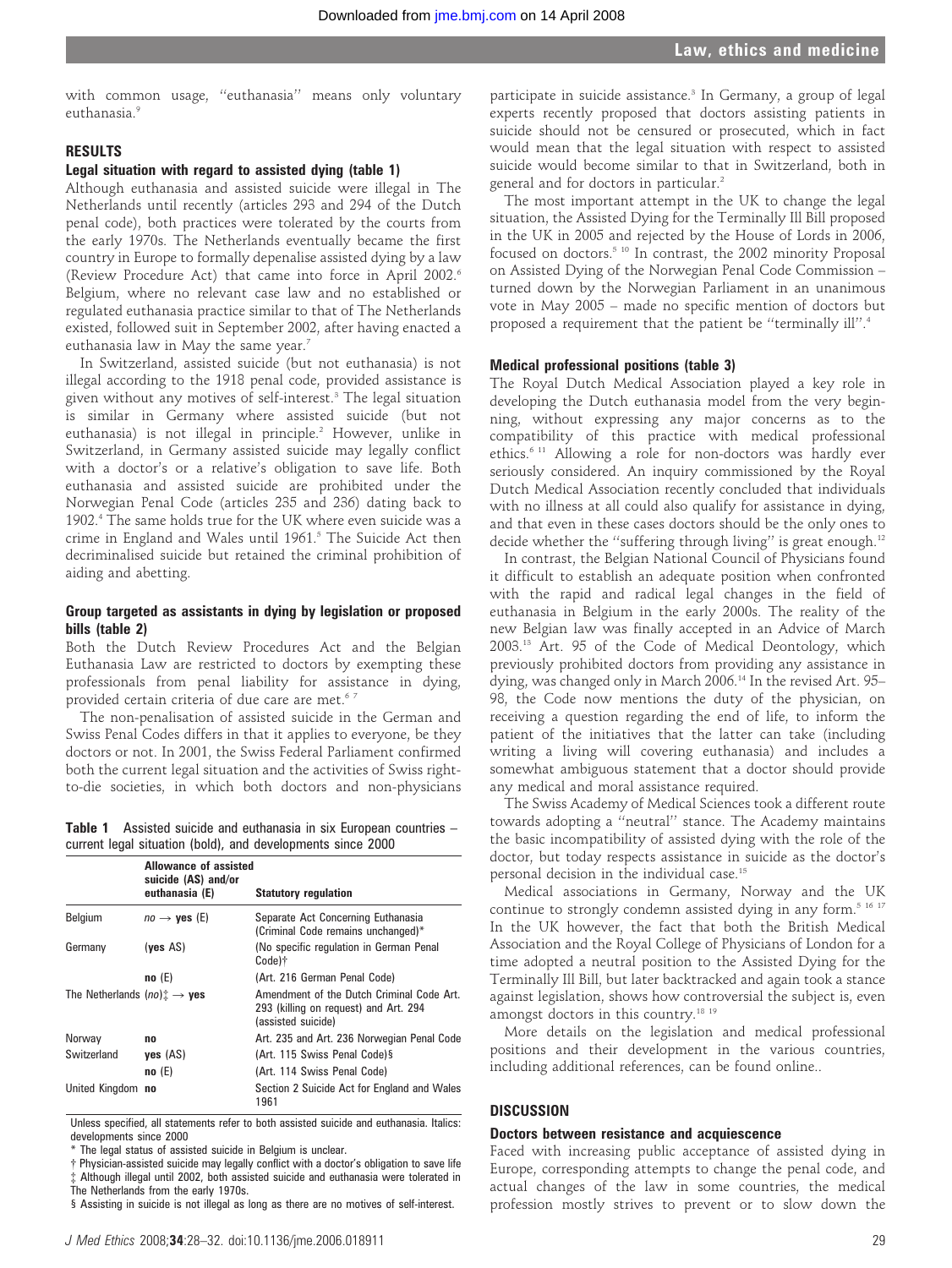with common usage, "euthanasia" means only voluntary euthanasia.[9]

## RESULTS

### Legal situation with regard to assisted dying (table 1)

Although euthanasia and assisted suicide were illegal in The Netherlands until recently (articles 293 and 294 of the Dutch penal code), both practices were tolerated by the courts from the early 1970s. The Netherlands eventually became the first country in Europe to formally depenalise assisted dying by a law (Review Procedure Act) that came into force in April 2002.[6] Belgium, where no relevant case law and no established or regulated euthanasia practice similar to that of The Netherlands existed, followed suit in September 2002, after having enacted a euthanasia law in May the same year.[7]

In Switzerland, assisted suicide (but not euthanasia) is not illegal according to the 1918 penal code, provided assistance is given without any motives of self-interest.[3] The legal situation is similar in Germany where assisted suicide (but not euthanasia) is not illegal in principle.[2] However, unlike in Switzerland, in Germany assisted suicide may legally conflict with a doctor's or a relative's obligation to save life. Both euthanasia and assisted suicide are prohibited under the Norwegian Penal Code (articles 235 and 236) dating back to 1902.[4] The same holds true for the UK where even suicide was a crime in England and Wales until 1961.[5] The Suicide Act then decriminalised suicide but retained the criminal prohibition of aiding and abetting.

### Group targeted as assistants in dying by legislation or proposed bills (table 2)

Both the Dutch Review Procedures Act and the Belgian Euthanasia Law are restricted to doctors by exempting these professionals from penal liability for assistance in dying, provided certain criteria of due care are met.[6 7]

The non-penalisation of assisted suicide in the German and Swiss Penal Codes differs in that it applies to everyone, be they doctors or not. In 2001, the Swiss Federal Parliament confirmed both the current legal situation and the activities of Swiss right-to-die societies, in which both doctors and non-physicians participate in suicide assistance.[3] In Germany, a group of legal experts recently proposed that doctors assisting patients in suicide should not be censured or prosecuted, which in fact would mean that the legal situation with respect to assisted suicide would become similar to that in Switzerland, both in general and for doctors in particular.[2]

The most important attempt in the UK to change the legal situation, the Assisted Dying for the Terminally Ill Bill proposed in the UK in 2005 and rejected by the House of Lords in 2006, focused on doctors.[5 10] In contrast, the 2002 minority Proposal on Assisted Dying of the Norwegian Penal Code Commission – turned down by the Norwegian Parliament in an unanimous vote in May 2005 – made no specific mention of doctors but proposed a requirement that the patient be "terminally ill".[4]

**Table 1** Assisted suicide and euthanasia in six European countries – current legal situation (bold), and developments since 2000

| | Allowance of assisted suicide (AS) and/or euthanasia (E) | Statutory regulation |
|---|---|---|
| Belgium | *no* → **yes** (E) | Separate Act Concerning Euthanasia (Criminal Code remains unchanged)* |
| Germany | (**yes** AS) | (No specific regulation in German Penal Code)† |
| | **no** (E) | (Art. 216 German Penal Code) |
| The Netherlands | (*no*)‡ → **yes** | Amendment of the Dutch Criminal Code Art. 293 (killing on request) and Art. 294 (assisted suicide) |
| Norway | **no** | Art. 235 and Art. 236 Norwegian Penal Code |
| Switzerland | **yes** (AS) | (Art. 115 Swiss Penal Code)§ |
| | **no** (E) | (Art. 114 Swiss Penal Code) |
| United Kingdom | **no** | Section 2 Suicide Act for England and Wales 1961 |

Unless specified, all statements refer to both assisted suicide and euthanasia. Italics: developments since 2000

\* The legal status of assisted suicide in Belgium is unclear.

† Physician-assisted suicide may legally conflict with a doctor's obligation to save life

‡ Although illegal until 2002, both assisted suicide and euthanasia were tolerated in The Netherlands from the early 1970s.

§ Assisting in suicide is not illegal as long as there are no motives of self-interest.

### Medical professional positions (table 3)

The Royal Dutch Medical Association played a key role in developing the Dutch euthanasia model from the very beginning, without expressing any major concerns as to the compatibility of this practice with medical professional ethics.[6 11] Allowing a role for non-doctors was hardly ever seriously considered. An inquiry commissioned by the Royal Dutch Medical Association recently concluded that individuals with no illness at all could also qualify for assistance in dying, and that even in these cases doctors should be the only ones to decide whether the "suffering through living" is great enough.[12]

In contrast, the Belgian National Council of Physicians found it difficult to establish an adequate position when confronted with the rapid and radical legal changes in the field of euthanasia in Belgium in the early 2000s. The reality of the new Belgian law was finally accepted in an Advice of March 2003.[13] Art. 95 of the Code of Medical Deontology, which previously prohibited doctors from providing any assistance in dying, was changed only in March 2006.[14] In the revised Art. 95–98, the Code now mentions the duty of the physician, on receiving a question regarding the end of life, to inform the patient of the initiatives that the latter can take (including writing a living will covering euthanasia) and includes a somewhat ambiguous statement that a doctor should provide any medical and moral assistance required.

The Swiss Academy of Medical Sciences took a different route towards adopting a "neutral" stance. The Academy maintains the basic incompatibility of assisted dying with the role of the doctor, but today respects assistance in suicide as the doctor's personal decision in the individual case.[15]

Medical associations in Germany, Norway and the UK continue to strongly condemn assisted dying in any form.[5 16 17] In the UK however, the fact that both the British Medical Association and the Royal College of Physicians of London for a time adopted a neutral position to the Assisted Dying for the Terminally Ill Bill, but later backtracked and again took a stance against legislation, shows how controversial the subject is, even amongst doctors in this country.[18 19]

More details on the legislation and medical professional positions and their development in the various countries, including additional references, can be found online..

## DISCUSSION

### Doctors between resistance and acquiescence

Faced with increasing public acceptance of assisted dying in Europe, corresponding attempts to change the penal code, and actual changes of the law in some countries, the medical profession mostly strives to prevent or to slow down the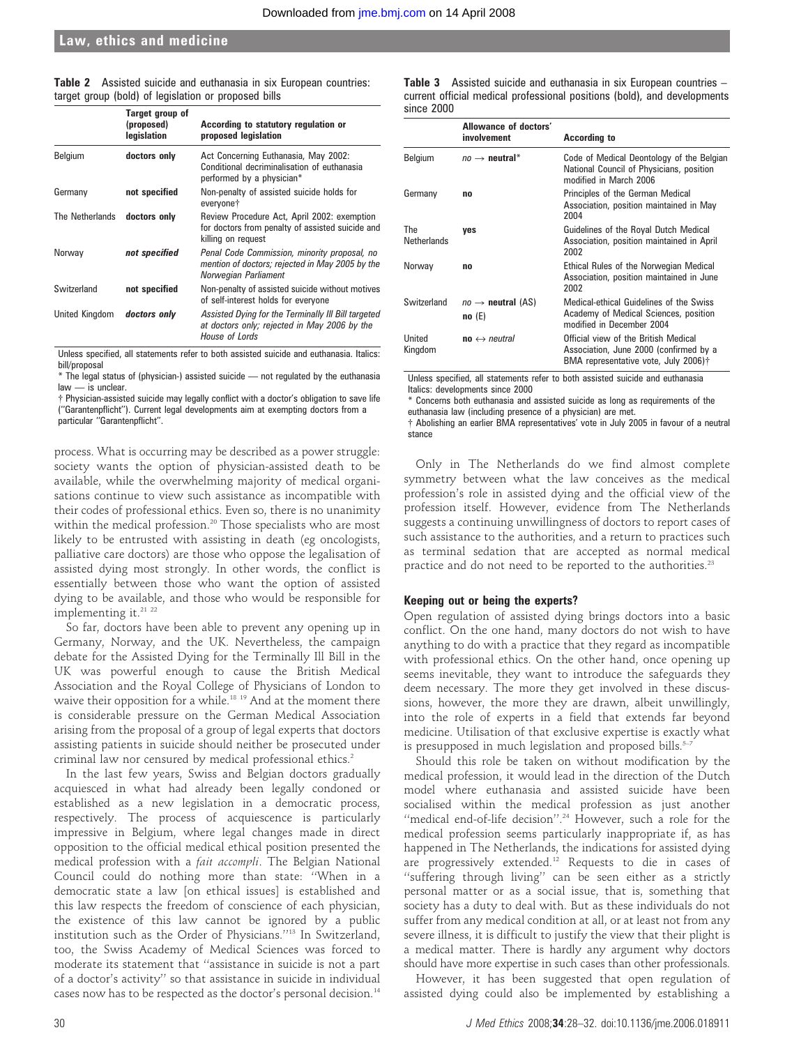**Table 2** Assisted suicide and euthanasia in six European countries: target group (bold) of legislation or proposed bills

| | Target group of (proposed) legislation | According to statutory regulation or proposed legislation |
|---|---|---|
| Belgium | **doctors only** | Act Concerning Euthanasia, May 2002: Conditional decriminalisation of euthanasia performed by a physician* |
| Germany | **not specified** | Non-penalty of assisted suicide holds for everyone† |
| The Netherlands | **doctors only** | Review Procedure Act, April 2002: exemption for doctors from penalty of assisted suicide and killing on request |
| Norway | ***not specified*** | *Penal Code Commission, minority proposal, no mention of doctors; rejected in May 2005 by the Norwegian Parliament* |
| Switzerland | **not specified** | Non-penalty of assisted suicide without motives of self-interest holds for everyone |
| United Kingdom | ***doctors only*** | *Assisted Dying for the Terminally Ill Bill targeted at doctors only; rejected in May 2006 by the House of Lords* |

Unless specified, all statements refer to both assisted suicide and euthanasia. Italics: bill/proposal

* The legal status of (physician-) assisted suicide — not regulated by the euthanasia law — is unclear.

† Physician-assisted suicide may legally conflict with a doctor's obligation to save life ("Garantenpflicht"). Current legal developments aim at exempting doctors from a particular "Garantenpflicht".

process. What is occurring may be described as a power struggle: society wants the option of physician-assisted death to be available, while the overwhelming majority of medical organisations continue to view such assistance as incompatible with their codes of professional ethics. Even so, there is no unanimity within the medical profession.[20] Those specialists who are most likely to be entrusted with assisting in death (eg oncologists, palliative care doctors) are those who oppose the legalisation of assisted dying most strongly. In other words, the conflict is essentially between those who want the option of assisted dying to be available, and those who would be responsible for implementing it.[21 22]

So far, doctors have been able to prevent any opening up in Germany, Norway, and the UK. Nevertheless, the campaign debate for the Assisted Dying for the Terminally Ill Bill in the UK was powerful enough to cause the British Medical Association and the Royal College of Physicians of London to waive their opposition for a while.[18 19] And at the moment there is considerable pressure on the German Medical Association arising from the proposal of a group of legal experts that doctors assisting patients in suicide should neither be prosecuted under criminal law nor censured by medical professional ethics.[2]

In the last few years, Swiss and Belgian doctors gradually acquiesced in what had already been legally condoned or established as a new legislation in a democratic process, respectively. The process of acquiescence is particularly impressive in Belgium, where legal changes made in direct opposition to the official medical ethical position presented the medical profession with a *fait accompli*. The Belgian National Council could do nothing more than state: "When in a democratic state a law [on ethical issues] is established and this law respects the freedom of conscience of each physician, the existence of this law cannot be ignored by a public institution such as the Order of Physicians."[13] In Switzerland, too, the Swiss Academy of Medical Sciences was forced to moderate its statement that "assistance in suicide is not a part of a doctor's activity" so that assistance in suicide in individual cases now has to be respected as the doctor's personal decision.[14]

**Table 3** Assisted suicide and euthanasia in six European countries – current official medical professional positions (bold), and developments since 2000

| | Allowance of doctors' involvement | According to |
|---|---|---|
| Belgium | *no* → **neutral*** | Code of Medical Deontology of the Belgian National Council of Physicians, position modified in March 2006 |
| Germany | **no** | Principles of the German Medical Association, position maintained in May 2004 |
| The Netherlands | **yes** | Guidelines of the Royal Dutch Medical Association, position maintained in April 2002 |
| Norway | **no** | Ethical Rules of the Norwegian Medical Association, position maintained in June 2002 |
| Switzerland | *no* → **neutral** (AS)<br>**no** (E) | Medical-ethical Guidelines of the Swiss Academy of Medical Sciences, position modified in December 2004 |
| United Kingdom | **no** ↔ *neutral* | Official view of the British Medical Association, June 2000 (confirmed by a BMA representative vote, July 2006)† |

Unless specified, all statements refer to both assisted suicide and euthanasia

Italics: developments since 2000

* Concerns both euthanasia and assisted suicide as long as requirements of the euthanasia law (including presence of a physician) are met.

† Abolishing an earlier BMA representatives' vote in July 2005 in favour of a neutral stance

Only in The Netherlands do we find almost complete symmetry between what the law conceives as the medical profession's role in assisted dying and the official view of the profession itself. However, evidence from The Netherlands suggests a continuing unwillingness of doctors to report cases of such assistance to the authorities, and a return to practices such as terminal sedation that are accepted as normal medical practice and do not need to be reported to the authorities.[23]

### Keeping out or being the experts?

Open regulation of assisted dying brings doctors into a basic conflict. On the one hand, many doctors do not wish to have anything to do with a practice that they regard as incompatible with professional ethics. On the other hand, once opening up seems inevitable, they want to introduce the safeguards they deem necessary. The more they get involved in these discussions, however, the more they are drawn, albeit unwillingly, into the role of experts in a field that extends far beyond medicine. Utilisation of that exclusive expertise is exactly what is presupposed in much legislation and proposed bills.[5–7]

Should this role be taken on without modification by the medical profession, it would lead in the direction of the Dutch model where euthanasia and assisted suicide have been socialised within the medical profession as just another "medical end-of-life decision".[24] However, such a role for the medical profession seems particularly inappropriate if, as has happened in The Netherlands, the indications for assisted dying are progressively extended.[12] Requests to die in cases of "suffering through living" can be seen either as a strictly personal matter or as a social issue, that is, something that society has a duty to deal with. But as these individuals do not suffer from any medical condition at all, or at least not from any severe illness, it is difficult to justify the view that their plight is a medical matter. There is hardly any argument why doctors should have more expertise in such cases than other professionals.

However, it has been suggested that open regulation of assisted dying could also be implemented by establishing a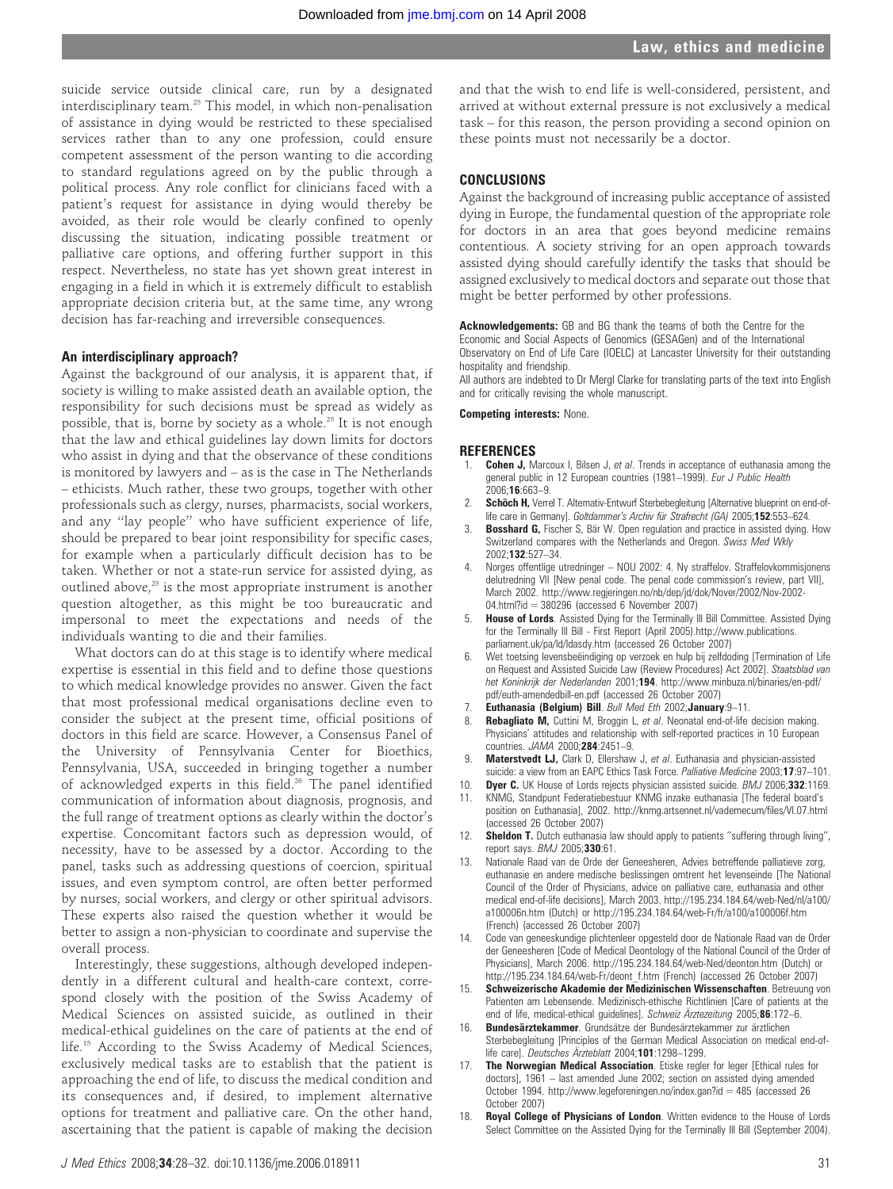suicide service outside clinical care, run by a designated interdisciplinary team.[25] This model, in which non-penalisation of assistance in dying would be restricted to these specialised services rather than to any one profession, could ensure competent assessment of the person wanting to die according to standard regulations agreed on by the public through a political process. Any role conflict for clinicians faced with a patient's request for assistance in dying would thereby be avoided, as their role would be clearly confined to openly discussing the situation, indicating possible treatment or palliative care options, and offering further support in this respect. Nevertheless, no state has yet shown great interest in engaging in a field in which it is extremely difficult to establish appropriate decision criteria but, at the same time, any wrong decision has far-reaching and irreversible consequences.

### An interdisciplinary approach?

Against the background of our analysis, it is apparent that, if society is willing to make assisted death an available option, the responsibility for such decisions must be spread as widely as possible, that is, borne by society as a whole.[25] It is not enough that the law and ethical guidelines lay down limits for doctors who assist in dying and that the observance of these conditions is monitored by lawyers and – as is the case in The Netherlands – ethicists. Much rather, these two groups, together with other professionals such as clergy, nurses, pharmacists, social workers, and any "lay people" who have sufficient experience of life, should be prepared to bear joint responsibility for specific cases, for example when a particularly difficult decision has to be taken. Whether or not a state-run service for assisted dying, as outlined above,[25] is the most appropriate instrument is another question altogether, as this might be too bureaucratic and impersonal to meet the expectations and needs of the individuals wanting to die and their families.

What doctors can do at this stage is to identify where medical expertise is essential in this field and to define those questions to which medical knowledge provides no answer. Given the fact that most professional medical organisations decline even to consider the subject at the present time, official positions of doctors in this field are scarce. However, a Consensus Panel of the University of Pennsylvania Center for Bioethics, Pennsylvania, USA, succeeded in bringing together a number of acknowledged experts in this field.[26] The panel identified communication of information about diagnosis, prognosis, and the full range of treatment options as clearly within the doctor's expertise. Concomitant factors such as depression would, of necessity, have to be assessed by a doctor. According to the panel, tasks such as addressing questions of coercion, spiritual issues, and even symptom control, are often better performed by nurses, social workers, and clergy or other spiritual advisors. These experts also raised the question whether it would be better to assign a non-physician to coordinate and supervise the overall process.

Interestingly, these suggestions, although developed independently in a different cultural and health-care context, correspond closely with the position of the Swiss Academy of Medical Sciences on assisted suicide, as outlined in their medical-ethical guidelines on the care of patients at the end of life.[15] According to the Swiss Academy of Medical Sciences, exclusively medical tasks are to establish that the patient is approaching the end of life, to discuss the medical condition and its consequences and, if desired, to implement alternative options for treatment and palliative care. On the other hand, ascertaining that the patient is capable of making the decision and that the wish to end life is well-considered, persistent, and arrived at without external pressure is not exclusively a medical task – for this reason, the person providing a second opinion on these points must not necessarily be a doctor.

## CONCLUSIONS

Against the background of increasing public acceptance of assisted dying in Europe, the fundamental question of the appropriate role for doctors in an area that goes beyond medicine remains contentious. A society striving for an open approach towards assisted dying should carefully identify the tasks that should be assigned exclusively to medical doctors and separate out those that might be better performed by other professions.

**Acknowledgements:** GB and BG thank the teams of both the Centre for the Economic and Social Aspects of Genomics (GESAGen) and of the International Observatory on End of Life Care (IOELC) at Lancaster University for their outstanding hospitality and friendship.

All authors are indebted to Dr Mergl Clarke for translating parts of the text into English and for critically revising the whole manuscript.

**Competing interests:** None.

## REFERENCES

1. **Cohen J,** Marcoux I, Bilsen J, *et al*. Trends in acceptance of euthanasia among the general public in 12 European countries (1981–1999). *Eur J Public Health* 2006;**16**:663–9.
2. **Schöch H,** Verrel T. Alternativ-Entwurf Sterbebegleitung [Alternative blueprint on end-of-life care in Germany]. *Goltdammer's Archiv für Strafrecht (GA)* 2005;**152**:553–624.
3. **Bosshard G,** Fischer S, Bär W. Open regulation and practice in assisted dying. How Switzerland compares with the Netherlands and Oregon. *Swiss Med Wkly* 2002;**132**:527–34.
4. Norges offentlige utredninger – NOU 2002: 4. Ny straffelov. Straffelovkommisjonens delutredning VII [New penal code. The penal code commission's review, part VII], March 2002. http://www.regjeringen.no/nb/dep/jd/dok/Nover/2002/Nov-2002-04.html?id = 380296 (accessed 6 November 2007)
5. **House of Lords**. Assisted Dying for the Terminally Ill Bill Committee. Assisted Dying for the Terminally Ill Bill - First Report (April 2005).http://www.publications.parliament.uk/pa/ld/ldasdy.htm (accessed 26 October 2007)
6. Wet toetsing levensbeëindiging op verzoek en hulp bij zelfdoding [Termination of Life on Request and Assisted Suicide Law (Review Procedures) Act 2002]. *Staatsblad van het Koninkrijk der Nederlanden* 2001;**194**. http://www.minbuza.nl/binaries/en-pdf/pdf/euth-amendedbill-en.pdf (accessed 26 October 2007)
7. **Euthanasia (Belgium) Bill**. *Bull Med Eth* 2002;**January**:9–11.
8. **Rebagliato M,** Cuttini M, Broggin L, *et al*. Neonatal end-of-life decision making. Physicians' attitudes and relationship with self-reported practices in 10 European countries. *JAMA* 2000;**284**:2451–9.
9. **Materstvedt LJ,** Clark D, Ellershaw J, *et al*. Euthanasia and physician-assisted suicide: a view from an EAPC Ethics Task Force. *Palliative Medicine* 2003;**17**:97–101.
10. **Dyer C.** UK House of Lords rejects physician assisted suicide. *BMJ* 2006;**332**:1169.
11. KNMG, Standpunt Federatiebestuur KNMG inzake euthanasia [The federal board's position on Euthanasia], 2002. http://knmg.artsennet.nl/vademecum/files/VI.07.html (accessed 26 October 2007)
12. **Sheldon T.** Dutch euthanasia law should apply to patients "suffering through living", report says. *BMJ* 2005;**330**:61.
13. Nationale Raad van de Orde der Geneesheren, Advies betreffende palliatieve zorg, euthanasie en andere medische beslissingen omtrent het levenseinde [The National Council of the Order of Physicians, advice on palliative care, euthanasia and other medical end-of-life decisions], March 2003. http://195.234.184.64/web-Ned/nl/a100/a100006n.htm (Dutch) or http://195.234.184.64/web-Fr/fr/a100/a100006f.htm (French) (accessed 26 October 2007)
14. Code van geneeskundige plichtenleer opgesteld door de Nationale Raad van de Orde der Geneesheren [Code of Medical Deontology of the National Council of the Order of Physicians], March 2006. http://195.234.184.64/web-Ned/deonton.htm (Dutch) or http://195.234.184.64/web-Fr/deont_f.htm (French) (accessed 26 October 2007)
15. **Schweizerische Akademie der Medizinischen Wissenschaften**. Betreuung von Patienten am Lebensende. Medizinisch-ethische Richtlinien [Care of patients at the end of life, medical-ethical guidelines]. *Schweiz Ärztezeitung* 2005;**86**:172–6.
16. **Bundesärztekammer**. Grundsätze der Bundesärztekammer zur ärztlichen Sterbebegleitung [Principles of the German Medical Association on medical end-of-life care]. *Deutsches Ärzteblatt* 2004;**101**:1298–1299.
17. **The Norwegian Medical Association**. Etiske regler for leger [Ethical rules for doctors], 1961 – last amended June 2002; section on assisted dying amended October 1994. http://www.legeforeningen.no/index.gan?id = 485 (accessed 26 October 2007)
18. **Royal College of Physicians of London**. Written evidence to the House of Lords Select Committee on the Assisted Dying for the Terminally Ill Bill (September 2004).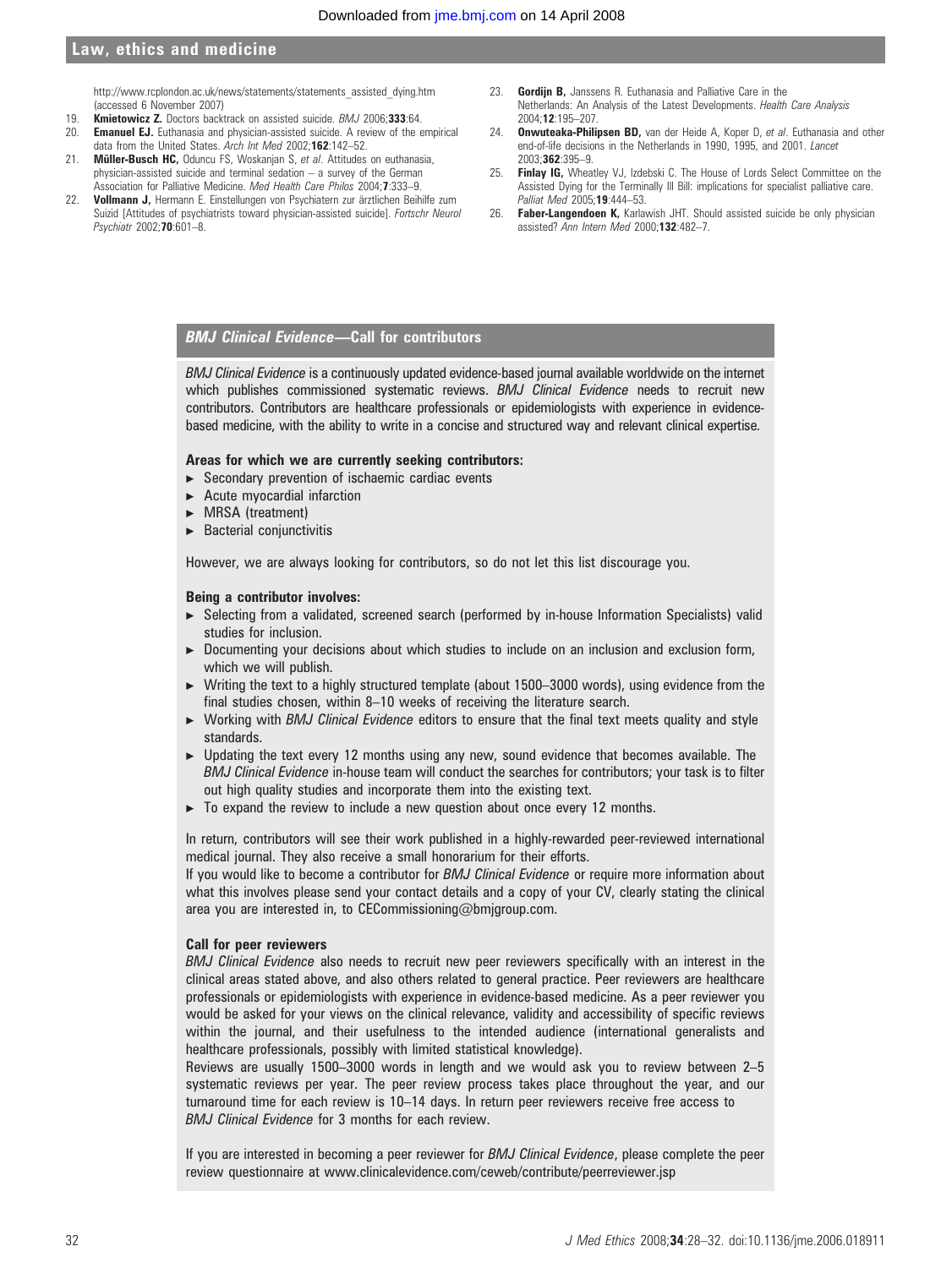http://www.rcplondon.ac.uk/news/statements/statements_assisted_dying.htm (accessed 6 November 2007)

19. **Kmietowicz Z.** Doctors backtrack on assisted suicide. *BMJ* 2006;**333**:64.
20. **Emanuel EJ.** Euthanasia and physician-assisted suicide. A review of the empirical data from the United States. *Arch Int Med* 2002;**162**:142–52.
21. **Müller-Busch HC,** Oduncu FS, Woskanjan S, *et al*. Attitudes on euthanasia, physician-assisted suicide and terminal sedation – a survey of the German Association for Palliative Medicine. *Med Health Care Philos* 2004;**7**:333–9.
22. **Vollmann J,** Hermann E. Einstellungen von Psychiatern zur ärztlichen Beihilfe zum Suizid [Attitudes of psychiatrists toward physician-assisted suicide]. *Fortschr Neurol Psychiatr* 2002;**70**:601–8.
23. **Gordijn B,** Janssens R. Euthanasia and Palliative Care in the Netherlands: An Analysis of the Latest Developments. *Health Care Analysis* 2004;**12**:195–207.
24. **Onwuteaka-Philipsen BD,** van der Heide A, Koper D, *et al*. Euthanasia and other end-of-life decisions in the Netherlands in 1990, 1995, and 2001. *Lancet* 2003;**362**:395–9.
25. **Finlay IG,** Wheatley VJ, Izdebski C. The House of Lords Select Committee on the Assisted Dying for the Terminally Ill Bill: implications for specialist palliative care. *Palliat Med* 2005;**19**:444–53.
26. **Faber-Langendoen K,** Karlawish JHT. Should assisted suicide be only physician assisted? *Ann Intern Med* 2000;**132**:482–7.

## *BMJ Clinical Evidence*—Call for contributors

*BMJ Clinical Evidence* is a continuously updated evidence-based journal available worldwide on the internet which publishes commissioned systematic reviews. *BMJ Clinical Evidence* needs to recruit new contributors. Contributors are healthcare professionals or epidemiologists with experience in evidence-based medicine, with the ability to write in a concise and structured way and relevant clinical expertise.

**Areas for which we are currently seeking contributors:**

- Secondary prevention of ischaemic cardiac events
- Acute myocardial infarction
- MRSA (treatment)
- Bacterial conjunctivitis

However, we are always looking for contributors, so do not let this list discourage you.

**Being a contributor involves:**

- Selecting from a validated, screened search (performed by in-house Information Specialists) valid studies for inclusion.
- Documenting your decisions about which studies to include on an inclusion and exclusion form, which we will publish.
- Writing the text to a highly structured template (about 1500–3000 words), using evidence from the final studies chosen, within 8–10 weeks of receiving the literature search.
- Working with *BMJ Clinical Evidence* editors to ensure that the final text meets quality and style standards.
- Updating the text every 12 months using any new, sound evidence that becomes available. The *BMJ Clinical Evidence* in-house team will conduct the searches for contributors; your task is to filter out high quality studies and incorporate them into the existing text.
- To expand the review to include a new question about once every 12 months.

In return, contributors will see their work published in a highly-rewarded peer-reviewed international medical journal. They also receive a small honorarium for their efforts.

If you would like to become a contributor for *BMJ Clinical Evidence* or require more information about what this involves please send your contact details and a copy of your CV, clearly stating the clinical area you are interested in, to CECommissioning@bmjgroup.com.

**Call for peer reviewers**

*BMJ Clinical Evidence* also needs to recruit new peer reviewers specifically with an interest in the clinical areas stated above, and also others related to general practice. Peer reviewers are healthcare professionals or epidemiologists with experience in evidence-based medicine. As a peer reviewer you would be asked for your views on the clinical relevance, validity and accessibility of specific reviews within the journal, and their usefulness to the intended audience (international generalists and healthcare professionals, possibly with limited statistical knowledge).

Reviews are usually 1500–3000 words in length and we would ask you to review between 2–5 systematic reviews per year. The peer review process takes place throughout the year, and our turnaround time for each review is 10–14 days. In return peer reviewers receive free access to *BMJ Clinical Evidence* for 3 months for each review.

If you are interested in becoming a peer reviewer for *BMJ Clinical Evidence*, please complete the peer review questionnaire at www.clinicalevidence.com/ceweb/contribute/peerreviewer.jsp